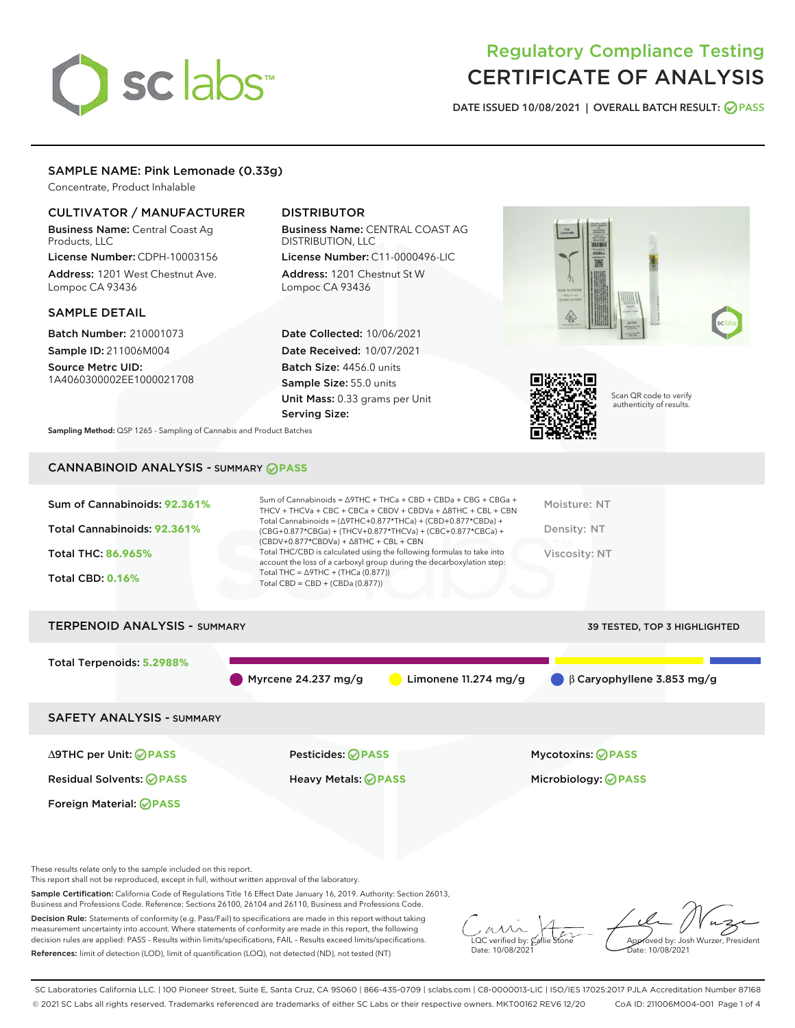# Regulatory Compliance Testing
# CERTIFICATE OF ANALYSIS

DATE ISSUED 10/08/2021 | OVERALL BATCH RESULT: PASS

## SAMPLE NAME: Pink Lemonade (0.33g)

Concentrate, Product Inhalable

### CULTIVATOR / MANUFACTURER

**Business Name:** Central Coast Ag Products, LLC

**License Number:** CDPH-10003156

**Address:** 1201 West Chestnut Ave. Lompoc CA 93436

### DISTRIBUTOR

**Business Name:** CENTRAL COAST AG DISTRIBUTION, LLC

**License Number:** C11-0000496-LIC

**Address:** 1201 Chestnut St W Lompoc CA 93436

### SAMPLE DETAIL

**Batch Number:** 210001073

**Sample ID:** 211006M004

**Source Metrc UID:** 1A4060300002EE1000021708

**Date Collected:** 10/06/2021

**Date Received:** 10/07/2021

**Batch Size:** 4456.0 units

**Sample Size:** 55.0 units

**Unit Mass:** 0.33 grams per Unit

**Serving Size:**

**Sampling Method:** QSP 1265 - Sampling of Cannabis and Product Batches

Scan QR code to verify authenticity of results.

## CANNABINOID ANALYSIS - SUMMARY PASS

**Sum of Cannabinoids:** 92.361%

**Total Cannabinoids:** 92.361%

**Total THC:** 86.965%

**Total CBD:** 0.16%

Sum of Cannabinoids = Δ9THC + THCa + CBD + CBDa + CBG + CBGa + THCV + THCVa + CBC + CBCa + CBDV + CBDVa + Δ8THC + CBL + CBN

Total Cannabinoids = (Δ9THC+0.877*THCa) + (CBD+0.877*CBDa) + (CBG+0.877*CBGa) + (THCV+0.877*THCVa) + (CBC+0.877*CBCa) + (CBDV+0.877*CBDVa) + Δ8THC + CBL + CBN

Total THC/CBD is calculated using the following formulas to take into account the loss of a carboxyl group during the decarboxylation step:

Total THC = Δ9THC + (THCa (0.877))

Total CBD = CBD + (CBDa (0.877))

Moisture: NT

Density: NT

Viscosity: NT

## TERPENOID ANALYSIS - SUMMARY

39 TESTED, TOP 3 HIGHLIGHTED

**Total Terpenoids:** 5.2988%

Myrcene 24.237 mg/g | Limonene 11.274 mg/g | β Caryophyllene 3.853 mg/g

## SAFETY ANALYSIS - SUMMARY

Δ9THC per Unit: PASS

Pesticides: PASS

Mycotoxins: PASS

Residual Solvents: PASS

Heavy Metals: PASS

Microbiology: PASS

Foreign Material: PASS

These results relate only to the sample included on this report.
This report shall not be reproduced, except in full, without written approval of the laboratory.

**Sample Certification:** California Code of Regulations Title 16 Effect Date January 16, 2019. Authority: Section 26013, Business and Professions Code. Reference: Sections 26100, 26104 and 26110, Business and Professions Code.

**Decision Rule:** Statements of conformity (e.g. Pass/Fail) to specifications are made in this report without taking measurement uncertainty into account. Where statements of conformity are made in this report, the following decision rules are applied: PASS – Results within limits/specifications, FAIL – Results exceed limits/specifications.

**References:** limit of detection (LOD), limit of quantification (LOQ), not detected (ND), not tested (NT)

LQC verified by: Callie Stone
Date: 10/08/2021

Approved by: Josh Wurzer, President
Date: 10/08/2021

SC Laboratories California LLC. | 100 Pioneer Street, Suite E, Santa Cruz, CA 95060 | 866-435-0709 | sclabs.com | C8-0000013-LIC | ISO/IES 17025:2017 PJLA Accreditation Number 87168
© 2021 SC Labs all rights reserved. Trademarks referenced are trademarks of either SC Labs or their respective owners. MKT00162 REV6 12/20 CoA ID: 211006M004-001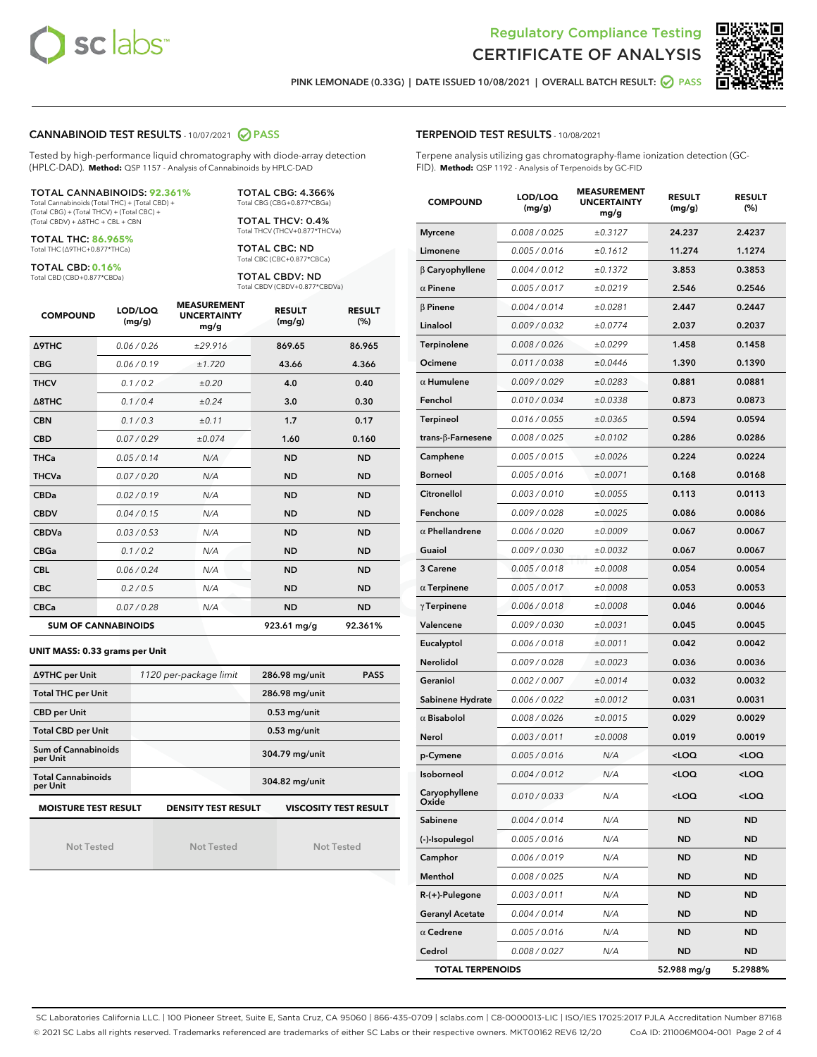# Regulatory Compliance Testing
# CERTIFICATE OF ANALYSIS

PINK LEMONADE (0.33G) | DATE ISSUED 10/08/2021 | OVERALL BATCH RESULT: PASS

## CANNABINOID TEST RESULTS - 10/07/2021 PASS

Tested by high-performance liquid chromatography with diode-array detection (HPLC-DAD). **Method:** QSP 1157 - Analysis of Cannabinoids by HPLC-DAD

**TOTAL CANNABINOIDS: 92.361%**
Total Cannabinoids (Total THC) + (Total CBD) + (Total CBG) + (Total THCV) + (Total CBC) + (Total CBDV) + Δ8THC + CBL + CBN

**TOTAL THC: 86.965%**
Total THC (Δ9THC+0.877*THCa)

**TOTAL CBD: 0.16%**
Total CBD (CBD+0.877*CBDa)

**TOTAL CBG: 4.366%**
Total CBG (CBG+0.877*CBGa)

**TOTAL THCV: 0.4%**
Total THCV (THCV+0.877*THCVa)

**TOTAL CBC: ND**
Total CBC (CBC+0.877*CBCa)

**TOTAL CBDV: ND**
Total CBDV (CBDV+0.877*CBDVa)

| COMPOUND | LOD/LOQ (mg/g) | MEASUREMENT UNCERTAINTY mg/g | RESULT (mg/g) | RESULT (%) |
|---|---|---|---|---|
| Δ9THC | 0.06 / 0.26 | ±29.916 | 869.65 | 86.965 |
| CBG | 0.06 / 0.19 | ±1.720 | 43.66 | 4.366 |
| THCV | 0.1 / 0.2 | ±0.20 | 4.0 | 0.40 |
| Δ8THC | 0.1 / 0.4 | ±0.24 | 3.0 | 0.30 |
| CBN | 0.1 / 0.3 | ±0.11 | 1.7 | 0.17 |
| CBD | 0.07 / 0.29 | ±0.074 | 1.60 | 0.160 |
| THCa | 0.05 / 0.14 | N/A | ND | ND |
| THCVa | 0.07 / 0.20 | N/A | ND | ND |
| CBDa | 0.02 / 0.19 | N/A | ND | ND |
| CBDV | 0.04 / 0.15 | N/A | ND | ND |
| CBDVa | 0.03 / 0.53 | N/A | ND | ND |
| CBGa | 0.1 / 0.2 | N/A | ND | ND |
| CBL | 0.06 / 0.24 | N/A | ND | ND |
| CBC | 0.2 / 0.5 | N/A | ND | ND |
| CBCa | 0.07 / 0.28 | N/A | ND | ND |
| **SUM OF CANNABINOIDS** | | | 923.61 mg/g | 92.361% |

### UNIT MASS: 0.33 grams per Unit

| | | | |
|---|---|---|---|
| Δ9THC per Unit | 1120 per-package limit | 286.98 mg/unit | PASS |
| Total THC per Unit | | 286.98 mg/unit | |
| CBD per Unit | | 0.53 mg/unit | |
| Total CBD per Unit | | 0.53 mg/unit | |
| Sum of Cannabinoids per Unit | | 304.79 mg/unit | |
| Total Cannabinoids per Unit | | 304.82 mg/unit | |

| MOISTURE TEST RESULT | DENSITY TEST RESULT | VISCOSITY TEST RESULT |
|---|---|---|
| Not Tested | Not Tested | Not Tested |

## TERPENOID TEST RESULTS - 10/08/2021

Terpene analysis utilizing gas chromatography-flame ionization detection (GC-FID). **Method:** QSP 1192 - Analysis of Terpenoids by GC-FID

| COMPOUND | LOD/LOQ (mg/g) | MEASUREMENT UNCERTAINTY mg/g | RESULT (mg/g) | RESULT (%) |
|---|---|---|---|---|
| Myrcene | 0.008 / 0.025 | ±0.3127 | 24.237 | 2.4237 |
| Limonene | 0.005 / 0.016 | ±0.1612 | 11.274 | 1.1274 |
| β Caryophyllene | 0.004 / 0.012 | ±0.1372 | 3.853 | 0.3853 |
| α Pinene | 0.005 / 0.017 | ±0.0219 | 2.546 | 0.2546 |
| β Pinene | 0.004 / 0.014 | ±0.0281 | 2.447 | 0.2447 |
| Linalool | 0.009 / 0.032 | ±0.0774 | 2.037 | 0.2037 |
| Terpinolene | 0.008 / 0.026 | ±0.0299 | 1.458 | 0.1458 |
| Ocimene | 0.011 / 0.038 | ±0.0446 | 1.390 | 0.1390 |
| α Humulene | 0.009 / 0.029 | ±0.0283 | 0.881 | 0.0881 |
| Fenchol | 0.010 / 0.034 | ±0.0338 | 0.873 | 0.0873 |
| Terpineol | 0.016 / 0.055 | ±0.0365 | 0.594 | 0.0594 |
| trans-β-Farnesene | 0.008 / 0.025 | ±0.0102 | 0.286 | 0.0286 |
| Camphene | 0.005 / 0.015 | ±0.0026 | 0.224 | 0.0224 |
| Borneol | 0.005 / 0.016 | ±0.0071 | 0.168 | 0.0168 |
| Citronellol | 0.003 / 0.010 | ±0.0055 | 0.113 | 0.0113 |
| Fenchone | 0.009 / 0.028 | ±0.0025 | 0.086 | 0.0086 |
| α Phellandrene | 0.006 / 0.020 | ±0.0009 | 0.067 | 0.0067 |
| Guaiol | 0.009 / 0.030 | ±0.0032 | 0.067 | 0.0067 |
| 3 Carene | 0.005 / 0.018 | ±0.0008 | 0.054 | 0.0054 |
| α Terpinene | 0.005 / 0.017 | ±0.0008 | 0.053 | 0.0053 |
| γ Terpinene | 0.006 / 0.018 | ±0.0008 | 0.046 | 0.0046 |
| Valencene | 0.009 / 0.030 | ±0.0031 | 0.045 | 0.0045 |
| Eucalyptol | 0.006 / 0.018 | ±0.0011 | 0.042 | 0.0042 |
| Nerolidol | 0.009 / 0.028 | ±0.0023 | 0.036 | 0.0036 |
| Geraniol | 0.002 / 0.007 | ±0.0014 | 0.032 | 0.0032 |
| Sabinene Hydrate | 0.006 / 0.022 | ±0.0012 | 0.031 | 0.0031 |
| α Bisabolol | 0.008 / 0.026 | ±0.0015 | 0.029 | 0.0029 |
| Nerol | 0.003 / 0.011 | ±0.0008 | 0.019 | 0.0019 |
| p-Cymene | 0.005 / 0.016 | N/A | <LOQ | <LOQ |
| Isoborneol | 0.004 / 0.012 | N/A | <LOQ | <LOQ |
| Caryophyllene Oxide | 0.010 / 0.033 | N/A | <LOQ | <LOQ |
| Sabinene | 0.004 / 0.014 | N/A | ND | ND |
| (-)-Isopulegol | 0.005 / 0.016 | N/A | ND | ND |
| Camphor | 0.006 / 0.019 | N/A | ND | ND |
| Menthol | 0.008 / 0.025 | N/A | ND | ND |
| R-(+)-Pulegone | 0.003 / 0.011 | N/A | ND | ND |
| Geranyl Acetate | 0.004 / 0.014 | N/A | ND | ND |
| α Cedrene | 0.005 / 0.016 | N/A | ND | ND |
| Cedrol | 0.008 / 0.027 | N/A | ND | ND |
| **TOTAL TERPENOIDS** | | | 52.988 mg/g | 5.2988% |

SC Laboratories California LLC. | 100 Pioneer Street, Suite E, Santa Cruz, CA 95060 | 866-435-0709 | sclabs.com | C8-0000013-LIC | ISO/IES 17025:2017 PJLA Accreditation Number 87168
© 2021 SC Labs all rights reserved. Trademarks referenced are trademarks of either SC Labs or their respective owners. MKT00162 REV6 12/20 CoA ID: 211006M004-001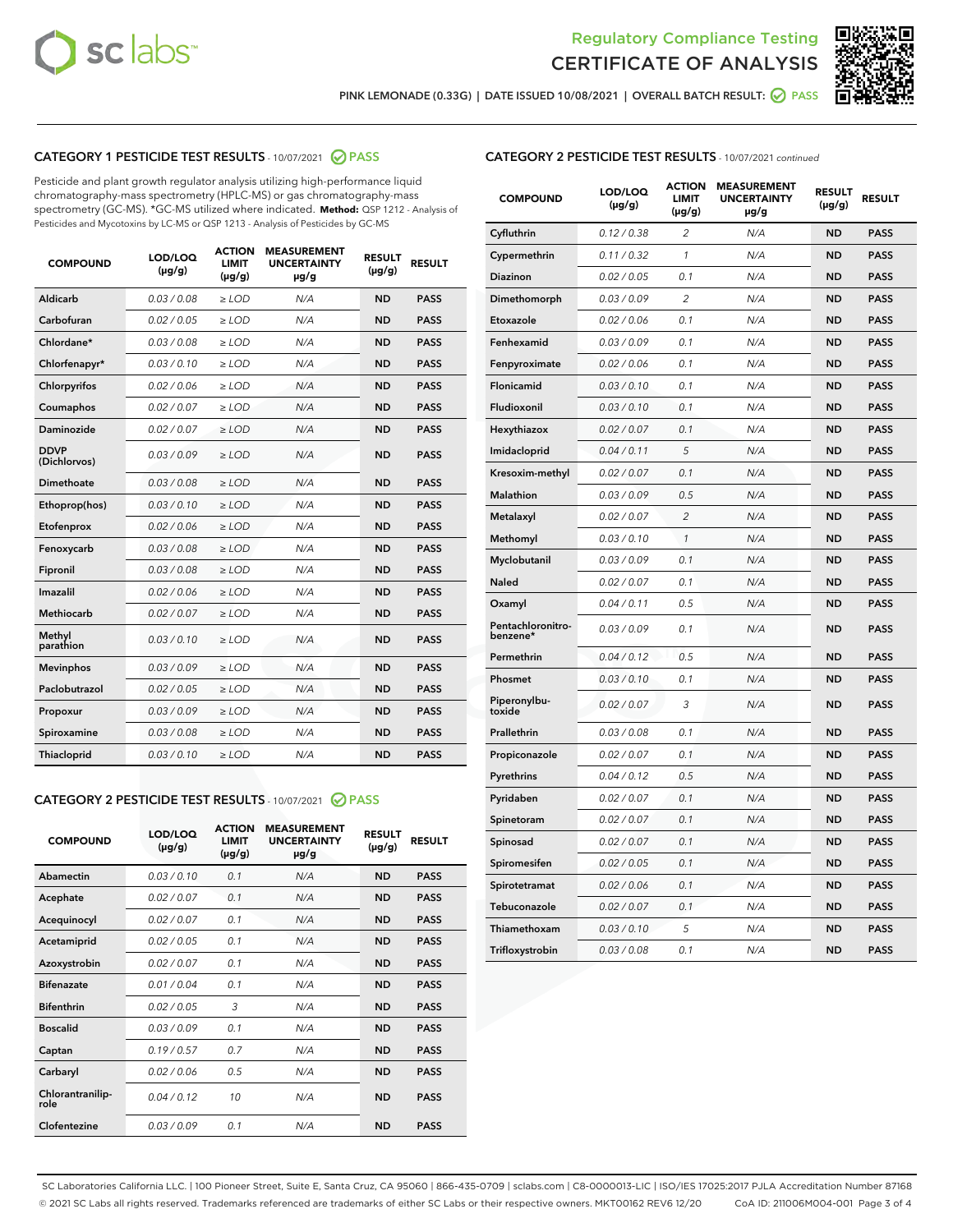Regulatory Compliance Testing

CERTIFICATE OF ANALYSIS

PINK LEMONADE (0.33G) | DATE ISSUED 10/08/2021 | OVERALL BATCH RESULT: PASS

## CATEGORY 1 PESTICIDE TEST RESULTS - 10/07/2021 PASS

Pesticide and plant growth regulator analysis utilizing high-performance liquid chromatography-mass spectrometry (HPLC-MS) or gas chromatography-mass spectrometry (GC-MS). *GC-MS utilized where indicated. **Method:** QSP 1212 - Analysis of Pesticides and Mycotoxins by LC-MS or QSP 1213 - Analysis of Pesticides by GC-MS

| COMPOUND | LOD/LOQ (µg/g) | ACTION LIMIT (µg/g) | MEASUREMENT UNCERTAINTY µg/g | RESULT (µg/g) | RESULT |
|---|---|---|---|---|---|
| Aldicarb | 0.03 / 0.08 | ≥ LOD | N/A | ND | PASS |
| Carbofuran | 0.02 / 0.05 | ≥ LOD | N/A | ND | PASS |
| Chlordane* | 0.03 / 0.08 | ≥ LOD | N/A | ND | PASS |
| Chlorfenapyr* | 0.03 / 0.10 | ≥ LOD | N/A | ND | PASS |
| Chlorpyrifos | 0.02 / 0.06 | ≥ LOD | N/A | ND | PASS |
| Coumaphos | 0.02 / 0.07 | ≥ LOD | N/A | ND | PASS |
| Daminozide | 0.02 / 0.07 | ≥ LOD | N/A | ND | PASS |
| DDVP (Dichlorvos) | 0.03 / 0.09 | ≥ LOD | N/A | ND | PASS |
| Dimethoate | 0.03 / 0.08 | ≥ LOD | N/A | ND | PASS |
| Ethoprop(hos) | 0.03 / 0.10 | ≥ LOD | N/A | ND | PASS |
| Etofenprox | 0.02 / 0.06 | ≥ LOD | N/A | ND | PASS |
| Fenoxycarb | 0.03 / 0.08 | ≥ LOD | N/A | ND | PASS |
| Fipronil | 0.03 / 0.08 | ≥ LOD | N/A | ND | PASS |
| Imazalil | 0.02 / 0.06 | ≥ LOD | N/A | ND | PASS |
| Methiocarb | 0.02 / 0.07 | ≥ LOD | N/A | ND | PASS |
| Methyl parathion | 0.03 / 0.10 | ≥ LOD | N/A | ND | PASS |
| Mevinphos | 0.03 / 0.09 | ≥ LOD | N/A | ND | PASS |
| Paclobutrazol | 0.02 / 0.05 | ≥ LOD | N/A | ND | PASS |
| Propoxur | 0.03 / 0.09 | ≥ LOD | N/A | ND | PASS |
| Spiroxamine | 0.03 / 0.08 | ≥ LOD | N/A | ND | PASS |
| Thiacloprid | 0.03 / 0.10 | ≥ LOD | N/A | ND | PASS |

## CATEGORY 2 PESTICIDE TEST RESULTS - 10/07/2021 PASS

| COMPOUND | LOD/LOQ (µg/g) | ACTION LIMIT (µg/g) | MEASUREMENT UNCERTAINTY µg/g | RESULT (µg/g) | RESULT |
|---|---|---|---|---|---|
| Abamectin | 0.03 / 0.10 | 0.1 | N/A | ND | PASS |
| Acephate | 0.02 / 0.07 | 0.1 | N/A | ND | PASS |
| Acequinocyl | 0.02 / 0.07 | 0.1 | N/A | ND | PASS |
| Acetamiprid | 0.02 / 0.05 | 0.1 | N/A | ND | PASS |
| Azoxystrobin | 0.02 / 0.07 | 0.1 | N/A | ND | PASS |
| Bifenazate | 0.01 / 0.04 | 0.1 | N/A | ND | PASS |
| Bifenthrin | 0.02 / 0.05 | 3 | N/A | ND | PASS |
| Boscalid | 0.03 / 0.09 | 0.1 | N/A | ND | PASS |
| Captan | 0.19 / 0.57 | 0.7 | N/A | ND | PASS |
| Carbaryl | 0.02 / 0.06 | 0.5 | N/A | ND | PASS |
| Chlorantraniliprole | 0.04 / 0.12 | 10 | N/A | ND | PASS |
| Clofentezine | 0.03 / 0.09 | 0.1 | N/A | ND | PASS |
| Cyfluthrin | 0.12 / 0.38 | 2 | N/A | ND | PASS |
| Cypermethrin | 0.11 / 0.32 | 1 | N/A | ND | PASS |
| Diazinon | 0.02 / 0.05 | 0.1 | N/A | ND | PASS |
| Dimethomorph | 0.03 / 0.09 | 2 | N/A | ND | PASS |
| Etoxazole | 0.02 / 0.06 | 0.1 | N/A | ND | PASS |
| Fenhexamid | 0.03 / 0.09 | 0.1 | N/A | ND | PASS |
| Fenpyroximate | 0.02 / 0.06 | 0.1 | N/A | ND | PASS |
| Flonicamid | 0.03 / 0.10 | 0.1 | N/A | ND | PASS |
| Fludioxonil | 0.03 / 0.10 | 0.1 | N/A | ND | PASS |
| Hexythiazox | 0.02 / 0.07 | 0.1 | N/A | ND | PASS |
| Imidacloprid | 0.04 / 0.11 | 5 | N/A | ND | PASS |
| Kresoxim-methyl | 0.02 / 0.07 | 0.1 | N/A | ND | PASS |
| Malathion | 0.03 / 0.09 | 0.5 | N/A | ND | PASS |
| Metalaxyl | 0.02 / 0.07 | 2 | N/A | ND | PASS |
| Methomyl | 0.03 / 0.10 | 1 | N/A | ND | PASS |
| Myclobutanil | 0.03 / 0.09 | 0.1 | N/A | ND | PASS |
| Naled | 0.02 / 0.07 | 0.1 | N/A | ND | PASS |
| Oxamyl | 0.04 / 0.11 | 0.5 | N/A | ND | PASS |
| Pentachloronitrobenzene* | 0.03 / 0.09 | 0.1 | N/A | ND | PASS |
| Permethrin | 0.04 / 0.12 | 0.5 | N/A | ND | PASS |
| Phosmet | 0.03 / 0.10 | 0.1 | N/A | ND | PASS |
| Piperonylbutoxide | 0.02 / 0.07 | 3 | N/A | ND | PASS |
| Prallethrin | 0.03 / 0.08 | 0.1 | N/A | ND | PASS |
| Propiconazole | 0.02 / 0.07 | 0.1 | N/A | ND | PASS |
| Pyrethrins | 0.04 / 0.12 | 0.5 | N/A | ND | PASS |
| Pyridaben | 0.02 / 0.07 | 0.1 | N/A | ND | PASS |
| Spinetoram | 0.02 / 0.07 | 0.1 | N/A | ND | PASS |
| Spinosad | 0.02 / 0.07 | 0.1 | N/A | ND | PASS |
| Spiromesifen | 0.02 / 0.05 | 0.1 | N/A | ND | PASS |
| Spirotetramat | 0.02 / 0.06 | 0.1 | N/A | ND | PASS |
| Tebuconazole | 0.02 / 0.07 | 0.1 | N/A | ND | PASS |
| Thiamethoxam | 0.03 / 0.10 | 5 | N/A | ND | PASS |
| Trifloxystrobin | 0.03 / 0.08 | 0.1 | N/A | ND | PASS |

SC Laboratories California LLC. | 100 Pioneer Street, Suite E, Santa Cruz, CA 95060 | 866-435-0709 | sclabs.com | C8-0000013-LIC | ISO/IES 17025:2017 PJLA Accreditation Number 87168
© 2021 SC Labs all rights reserved. Trademarks referenced are trademarks of either SC Labs or their respective owners. MKT00162 REV6 12/20 CoA ID: 211006M004-001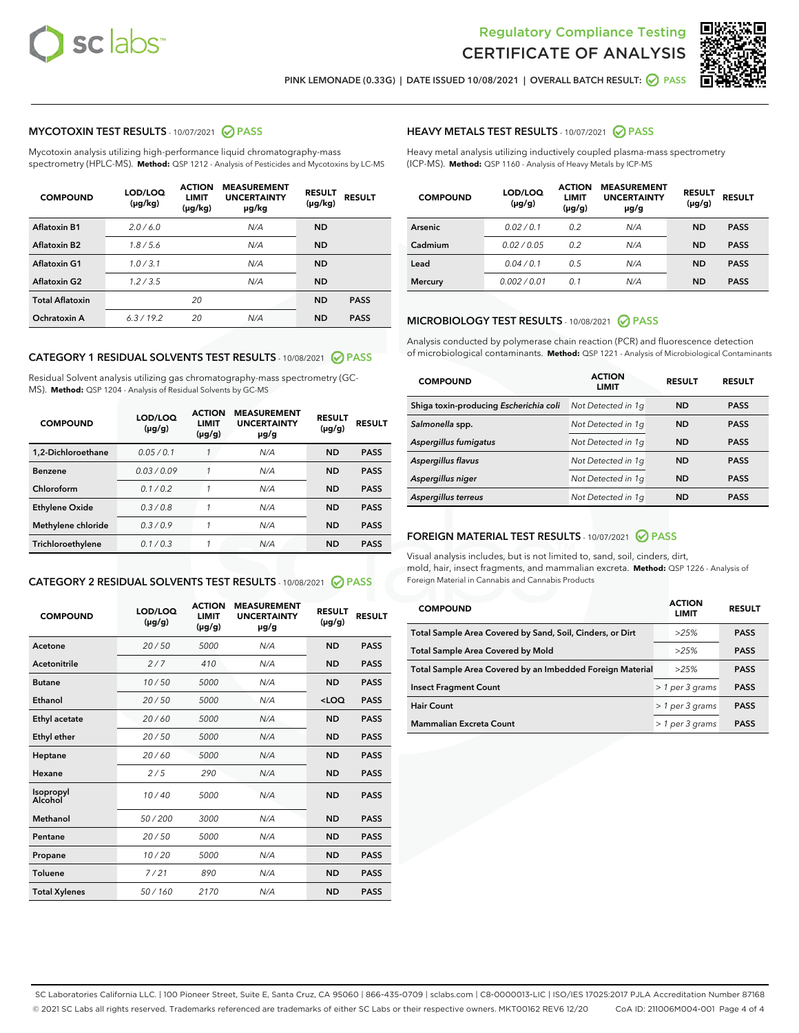Regulatory Compliance Testing
# CERTIFICATE OF ANALYSIS

PINK LEMONADE (0.33G) | DATE ISSUED 10/08/2021 | OVERALL BATCH RESULT: PASS

## MYCOTOXIN TEST RESULTS - 10/07/2021 PASS

Mycotoxin analysis utilizing high-performance liquid chromatography-mass spectrometry (HPLC-MS). **Method:** QSP 1212 - Analysis of Pesticides and Mycotoxins by LC-MS

| COMPOUND | LOD/LOQ (μg/kg) | ACTION LIMIT (μg/kg) | MEASUREMENT UNCERTAINTY μg/kg | RESULT (μg/kg) | RESULT |
|---|---|---|---|---|---|
| Aflatoxin B1 | 2.0 / 6.0 | | N/A | ND | |
| Aflatoxin B2 | 1.8 / 5.6 | | N/A | ND | |
| Aflatoxin G1 | 1.0 / 3.1 | | N/A | ND | |
| Aflatoxin G2 | 1.2 / 3.5 | | N/A | ND | |
| Total Aflatoxin | | 20 | | ND | PASS |
| Ochratoxin A | 6.3 / 19.2 | 20 | N/A | ND | PASS |

## CATEGORY 1 RESIDUAL SOLVENTS TEST RESULTS - 10/08/2021 PASS

Residual Solvent analysis utilizing gas chromatography-mass spectrometry (GC-MS). **Method:** QSP 1204 - Analysis of Residual Solvents by GC-MS

| COMPOUND | LOD/LOQ (μg/g) | ACTION LIMIT (μg/g) | MEASUREMENT UNCERTAINTY μg/g | RESULT (μg/g) | RESULT |
|---|---|---|---|---|---|
| 1,2-Dichloroethane | 0.05 / 0.1 | 1 | N/A | ND | PASS |
| Benzene | 0.03 / 0.09 | 1 | N/A | ND | PASS |
| Chloroform | 0.1 / 0.2 | 1 | N/A | ND | PASS |
| Ethylene Oxide | 0.3 / 0.8 | 1 | N/A | ND | PASS |
| Methylene chloride | 0.3 / 0.9 | 1 | N/A | ND | PASS |
| Trichloroethylene | 0.1 / 0.3 | 1 | N/A | ND | PASS |

## CATEGORY 2 RESIDUAL SOLVENTS TEST RESULTS - 10/08/2021 PASS

| COMPOUND | LOD/LOQ (μg/g) | ACTION LIMIT (μg/g) | MEASUREMENT UNCERTAINTY μg/g | RESULT (μg/g) | RESULT |
|---|---|---|---|---|---|
| Acetone | 20 / 50 | 5000 | N/A | ND | PASS |
| Acetonitrile | 2 / 7 | 410 | N/A | ND | PASS |
| Butane | 10 / 50 | 5000 | N/A | ND | PASS |
| Ethanol | 20 / 50 | 5000 | N/A | <LOQ | PASS |
| Ethyl acetate | 20 / 60 | 5000 | N/A | ND | PASS |
| Ethyl ether | 20 / 50 | 5000 | N/A | ND | PASS |
| Heptane | 20 / 60 | 5000 | N/A | ND | PASS |
| Hexane | 2 / 5 | 290 | N/A | ND | PASS |
| Isopropyl Alcohol | 10 / 40 | 5000 | N/A | ND | PASS |
| Methanol | 50 / 200 | 3000 | N/A | ND | PASS |
| Pentane | 20 / 50 | 5000 | N/A | ND | PASS |
| Propane | 10 / 20 | 5000 | N/A | ND | PASS |
| Toluene | 7 / 21 | 890 | N/A | ND | PASS |
| Total Xylenes | 50 / 160 | 2170 | N/A | ND | PASS |

## HEAVY METALS TEST RESULTS - 10/07/2021 PASS

Heavy metal analysis utilizing inductively coupled plasma-mass spectrometry (ICP-MS). **Method:** QSP 1160 - Analysis of Heavy Metals by ICP-MS

| COMPOUND | LOD/LOQ (μg/g) | ACTION LIMIT (μg/g) | MEASUREMENT UNCERTAINTY μg/g | RESULT (μg/g) | RESULT |
|---|---|---|---|---|---|
| Arsenic | 0.02 / 0.1 | 0.2 | N/A | ND | PASS |
| Cadmium | 0.02 / 0.05 | 0.2 | N/A | ND | PASS |
| Lead | 0.04 / 0.1 | 0.5 | N/A | ND | PASS |
| Mercury | 0.002 / 0.01 | 0.1 | N/A | ND | PASS |

## MICROBIOLOGY TEST RESULTS - 10/08/2021 PASS

Analysis conducted by polymerase chain reaction (PCR) and fluorescence detection of microbiological contaminants. **Method:** QSP 1221 - Analysis of Microbiological Contaminants

| COMPOUND | ACTION LIMIT | RESULT | RESULT |
|---|---|---|---|
| Shiga toxin-producing *Escherichia coli* | Not Detected in 1g | ND | PASS |
| *Salmonella* spp. | Not Detected in 1g | ND | PASS |
| *Aspergillus fumigatus* | Not Detected in 1g | ND | PASS |
| *Aspergillus flavus* | Not Detected in 1g | ND | PASS |
| *Aspergillus niger* | Not Detected in 1g | ND | PASS |
| *Aspergillus terreus* | Not Detected in 1g | ND | PASS |

## FOREIGN MATERIAL TEST RESULTS - 10/07/2021 PASS

Visual analysis includes, but is not limited to, sand, soil, cinders, dirt, mold, hair, insect fragments, and mammalian excreta. **Method:** QSP 1226 - Analysis of Foreign Material in Cannabis and Cannabis Products

| COMPOUND | ACTION LIMIT | RESULT |
|---|---|---|
| Total Sample Area Covered by Sand, Soil, Cinders, or Dirt | >25% | PASS |
| Total Sample Area Covered by Mold | >25% | PASS |
| Total Sample Area Covered by an Imbedded Foreign Material | >25% | PASS |
| Insect Fragment Count | > 1 per 3 grams | PASS |
| Hair Count | > 1 per 3 grams | PASS |
| Mammalian Excreta Count | > 1 per 3 grams | PASS |

SC Laboratories California LLC. | 100 Pioneer Street, Suite E, Santa Cruz, CA 95060 | 866-435-0709 | sclabs.com | C8-0000013-LIC | ISO/IES 17025:2017 PJLA Accreditation Number 87168
© 2021 SC Labs all rights reserved. Trademarks referenced are trademarks of either SC Labs or their respective owners. MKT00162 REV6 12/20 CoA ID: 211006M004-001